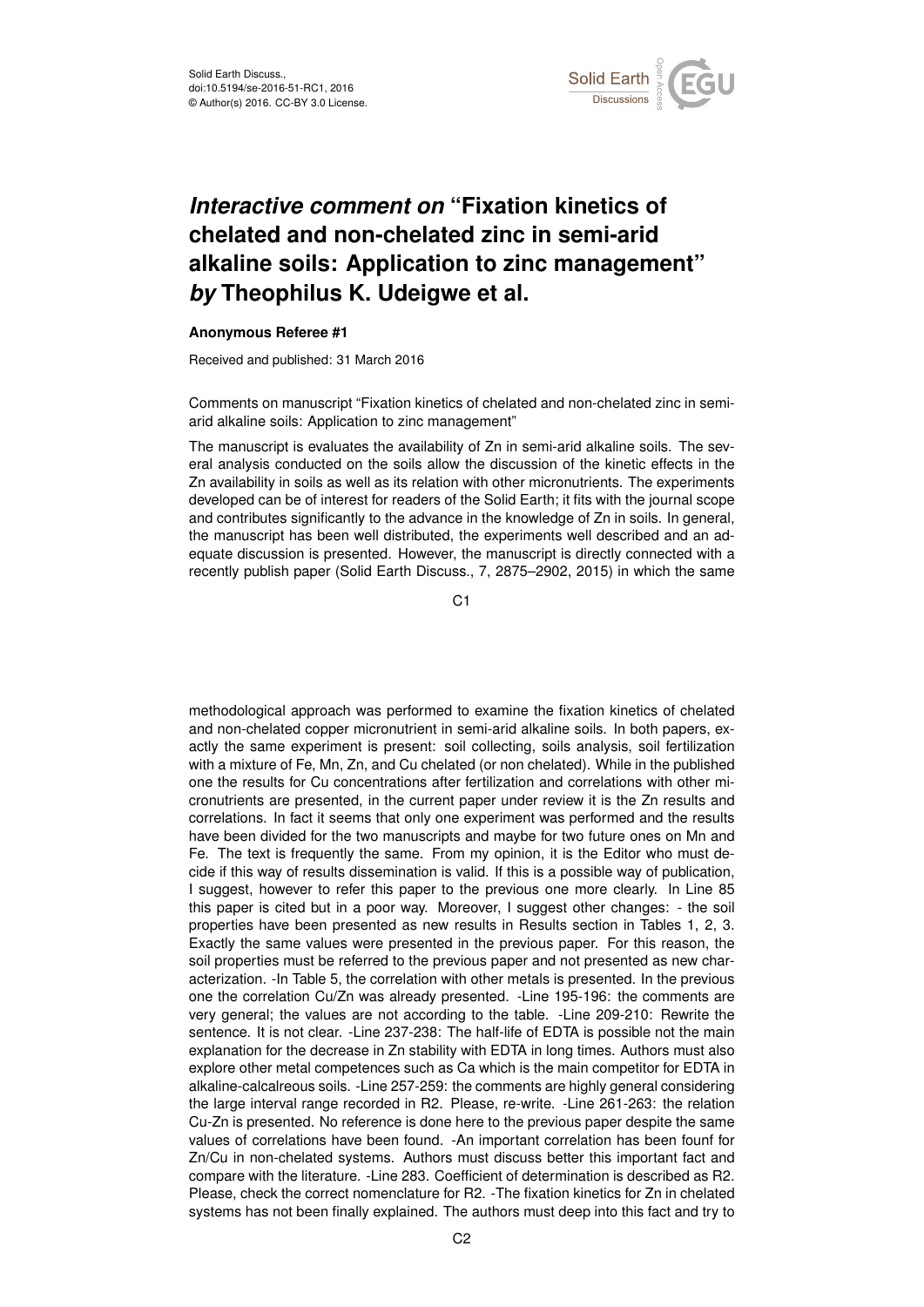# *Interactive comment on* "Fixation kinetics of chelated and non-chelated zinc in semi-arid alkaline soils: Application to zinc management" *by* Theophilus K. Udeigwe et al.

**Anonymous Referee #1**

Received and published: 31 March 2016

Comments on manuscript "Fixation kinetics of chelated and non-chelated zinc in semi-arid alkaline soils: Application to zinc management"

The manuscript is evaluates the availability of Zn in semi-arid alkaline soils. The several analysis conducted on the soils allow the discussion of the kinetic effects in the Zn availability in soils as well as its relation with other micronutrients. The experiments developed can be of interest for readers of the Solid Earth; it fits with the journal scope and contributes significantly to the advance in the knowledge of Zn in soils. In general, the manuscript has been well distributed, the experiments well described and an adequate discussion is presented. However, the manuscript is directly connected with a recently publish paper (Solid Earth Discuss., 7, 2875–2902, 2015) in which the same methodological approach was performed to examine the fixation kinetics of chelated and non-chelated copper micronutrient in semi-arid alkaline soils. In both papers, exactly the same experiment is present: soil collecting, soils analysis, soil fertilization with a mixture of Fe, Mn, Zn, and Cu chelated (or non chelated). While in the published one the results for Cu concentrations after fertilization and correlations with other micronutrients are presented, in the current paper under review it is the Zn results and correlations. In fact it seems that only one experiment was performed and the results have been divided for the two manuscripts and maybe for two future ones on Mn and Fe. The text is frequently the same. From my opinion, it is the Editor who must decide if this way of results dissemination is valid. If this is a possible way of publication, I suggest, however to refer this paper to the previous one more clearly. In Line 85 this paper is cited but in a poor way. Moreover, I suggest other changes: - the soil properties have been presented as new results in Results section in Tables 1, 2, 3. Exactly the same values were presented in the previous paper. For this reason, the soil properties must be referred to the previous paper and not presented as new characterization. -In Table 5, the correlation with other metals is presented. In the previous one the correlation Cu/Zn was already presented. -Line 195-196: the comments are very general; the values are not according to the table. -Line 209-210: Rewrite the sentence. It is not clear. -Line 237-238: The half-life of EDTA is possible not the main explanation for the decrease in Zn stability with EDTA in long times. Authors must also explore other metal competences such as Ca which is the main competitor for EDTA in alkaline-calcalreous soils. -Line 257-259: the comments are highly general considering the large interval range recorded in R2. Please, re-write. -Line 261-263: the relation Cu-Zn is presented. No reference is done here to the previous paper despite the same values of correlations have been found. -An important correlation has been founf for Zn/Cu in non-chelated systems. Authors must discuss better this important fact and compare with the literature. -Line 283. Coefficient of determination is described as R2. Please, check the correct nomenclature for R2. -The fixation kinetics for Zn in chelated systems has not been finally explained. The authors must deep into this fact and try to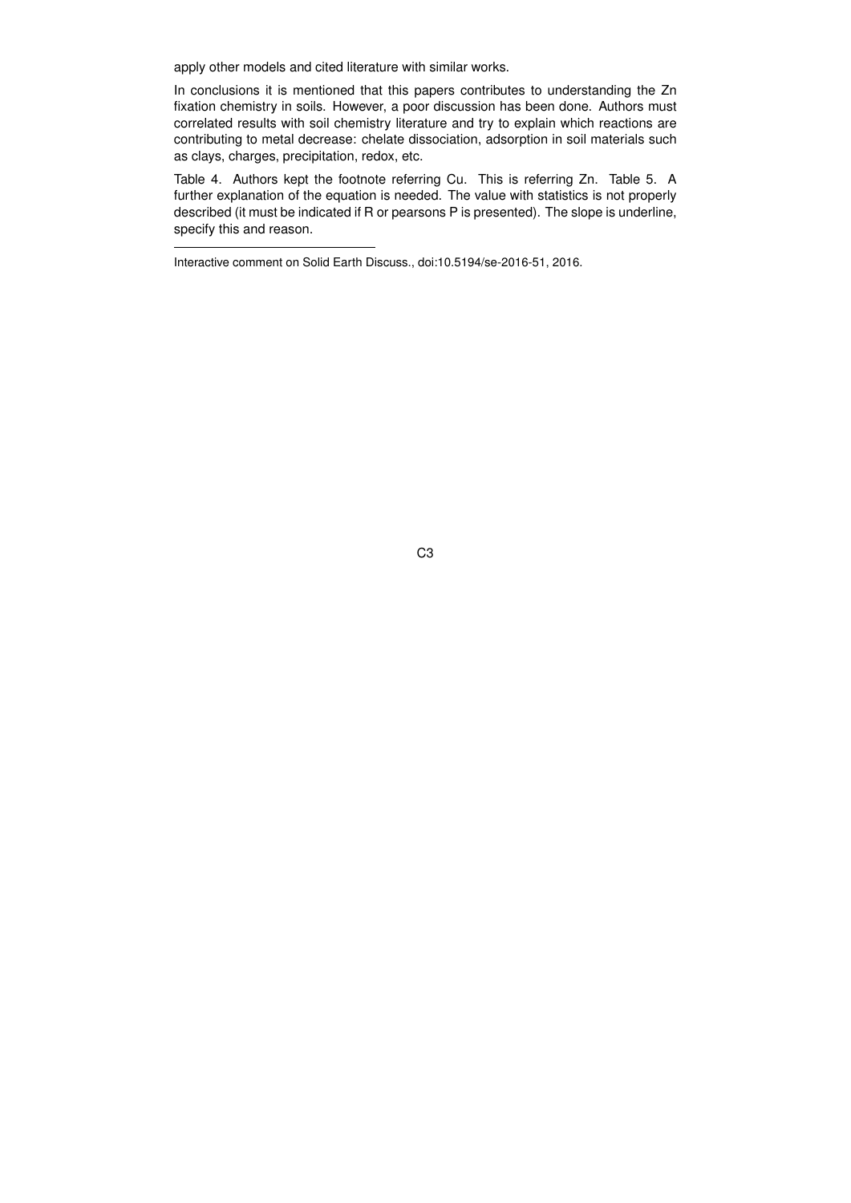apply other models and cited literature with similar works.

In conclusions it is mentioned that this papers contributes to understanding the Zn fixation chemistry in soils. However, a poor discussion has been done. Authors must correlated results with soil chemistry literature and try to explain which reactions are contributing to metal decrease: chelate dissociation, adsorption in soil materials such as clays, charges, precipitation, redox, etc.

Table 4. Authors kept the footnote referring Cu. This is referring Zn. Table 5. A further explanation of the equation is needed. The value with statistics is not properly described (it must be indicated if R or pearsons P is presented). The slope is underline, specify this and reason.

---

Interactive comment on Solid Earth Discuss., doi:10.5194/se-2016-51, 2016.